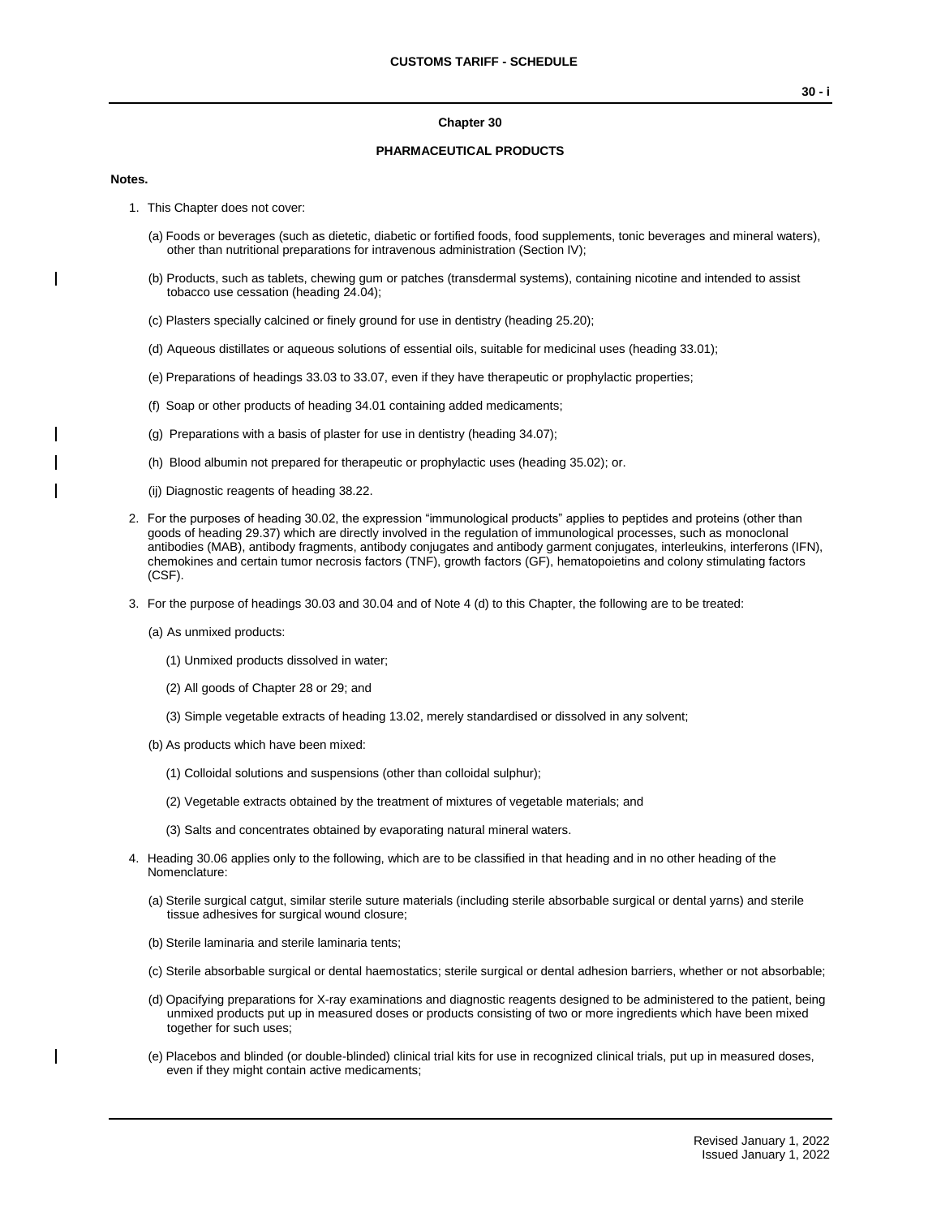## Chapter 30

### PHARMACEUTICAL PRODUCTS

**Notes.**

1. This Chapter does not cover:

   (a) Foods or beverages (such as dietetic, diabetic or fortified foods, food supplements, tonic beverages and mineral waters), other than nutritional preparations for intravenous administration (Section IV);

   (b) Products, such as tablets, chewing gum or patches (transdermal systems), containing nicotine and intended to assist tobacco use cessation (heading 24.04);

   (c) Plasters specially calcined or finely ground for use in dentistry (heading 25.20);

   (d) Aqueous distillates or aqueous solutions of essential oils, suitable for medicinal uses (heading 33.01);

   (e) Preparations of headings 33.03 to 33.07, even if they have therapeutic or prophylactic properties;

   (f) Soap or other products of heading 34.01 containing added medicaments;

   (g) Preparations with a basis of plaster for use in dentistry (heading 34.07);

   (h) Blood albumin not prepared for therapeutic or prophylactic uses (heading 35.02); or.

   (ij) Diagnostic reagents of heading 38.22.

2. For the purposes of heading 30.02, the expression "immunological products" applies to peptides and proteins (other than goods of heading 29.37) which are directly involved in the regulation of immunological processes, such as monoclonal antibodies (MAB), antibody fragments, antibody conjugates and antibody garment conjugates, interleukins, interferons (IFN), chemokines and certain tumor necrosis factors (TNF), growth factors (GF), hematopoietins and colony stimulating factors (CSF).

3. For the purpose of headings 30.03 and 30.04 and of Note 4 (d) to this Chapter, the following are to be treated:

   (a) As unmixed products:

      (1) Unmixed products dissolved in water;

      (2) All goods of Chapter 28 or 29; and

      (3) Simple vegetable extracts of heading 13.02, merely standardised or dissolved in any solvent;

   (b) As products which have been mixed:

      (1) Colloidal solutions and suspensions (other than colloidal sulphur);

      (2) Vegetable extracts obtained by the treatment of mixtures of vegetable materials; and

      (3) Salts and concentrates obtained by evaporating natural mineral waters.

4. Heading 30.06 applies only to the following, which are to be classified in that heading and in no other heading of the Nomenclature:

   (a) Sterile surgical catgut, similar sterile suture materials (including sterile absorbable surgical or dental yarns) and sterile tissue adhesives for surgical wound closure;

   (b) Sterile laminaria and sterile laminaria tents;

   (c) Sterile absorbable surgical or dental haemostatics; sterile surgical or dental adhesion barriers, whether or not absorbable;

   (d) Opacifying preparations for X-ray examinations and diagnostic reagents designed to be administered to the patient, being unmixed products put up in measured doses or products consisting of two or more ingredients which have been mixed together for such uses;

   (e) Placebos and blinded (or double-blinded) clinical trial kits for use in recognized clinical trials, put up in measured doses, even if they might contain active medicaments;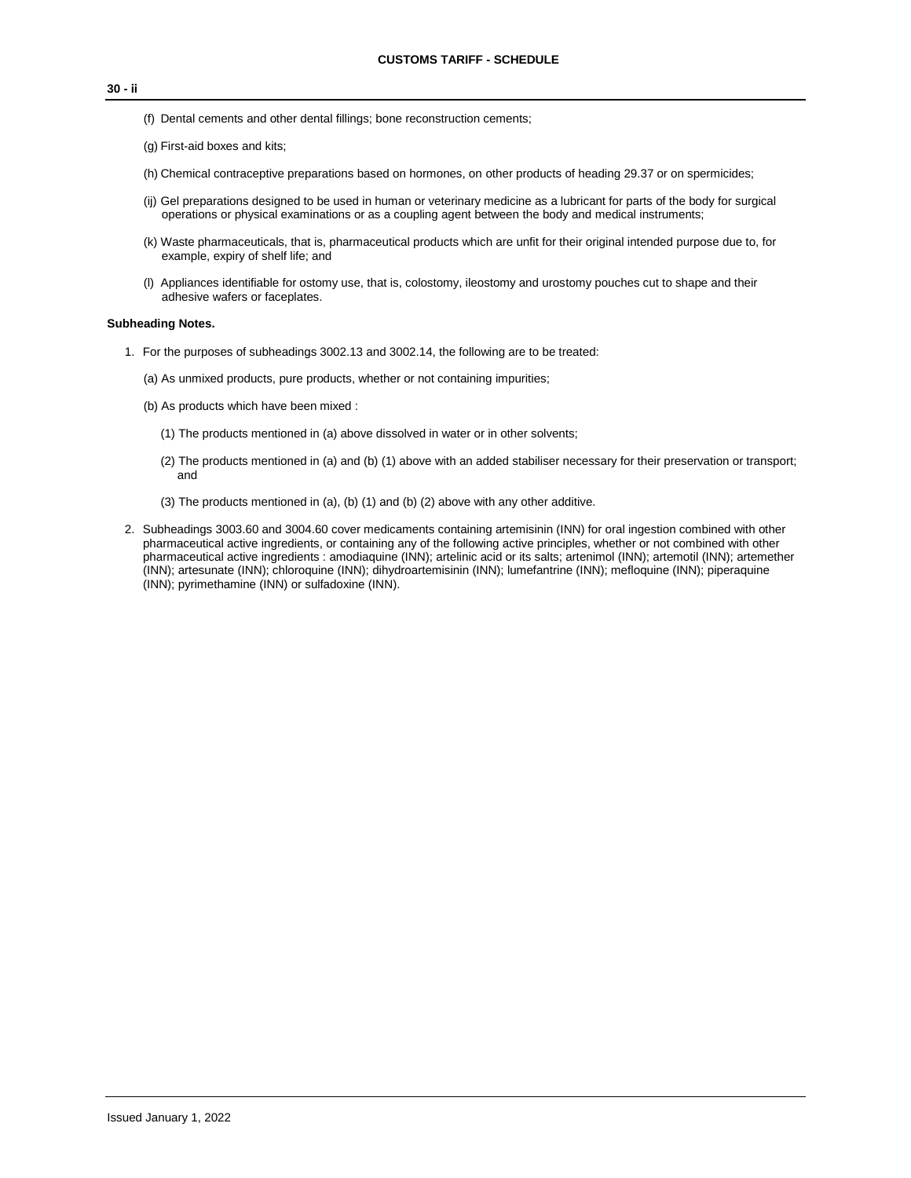(f) Dental cements and other dental fillings; bone reconstruction cements;

(g) First-aid boxes and kits;

(h) Chemical contraceptive preparations based on hormones, on other products of heading 29.37 or on spermicides;

(ij) Gel preparations designed to be used in human or veterinary medicine as a lubricant for parts of the body for surgical operations or physical examinations or as a coupling agent between the body and medical instruments;

(k) Waste pharmaceuticals, that is, pharmaceutical products which are unfit for their original intended purpose due to, for example, expiry of shelf life; and

(l) Appliances identifiable for ostomy use, that is, colostomy, ileostomy and urostomy pouches cut to shape and their adhesive wafers or faceplates.

**Subheading Notes.**

1. For the purposes of subheadings 3002.13 and 3002.14, the following are to be treated:

   (a) As unmixed products, pure products, whether or not containing impurities;

   (b) As products which have been mixed :

      (1) The products mentioned in (a) above dissolved in water or in other solvents;

      (2) The products mentioned in (a) and (b) (1) above with an added stabiliser necessary for their preservation or transport; and

      (3) The products mentioned in (a), (b) (1) and (b) (2) above with any other additive.

2. Subheadings 3003.60 and 3004.60 cover medicaments containing artemisinin (INN) for oral ingestion combined with other pharmaceutical active ingredients, or containing any of the following active principles, whether or not combined with other pharmaceutical active ingredients : amodiaquine (INN); artelinic acid or its salts; artenimol (INN); artemotil (INN); artemether (INN); artesunate (INN); chloroquine (INN); dihydroartemisinin (INN); lumefantrine (INN); mefloquine (INN); piperaquine (INN); pyrimethamine (INN) or sulfadoxine (INN).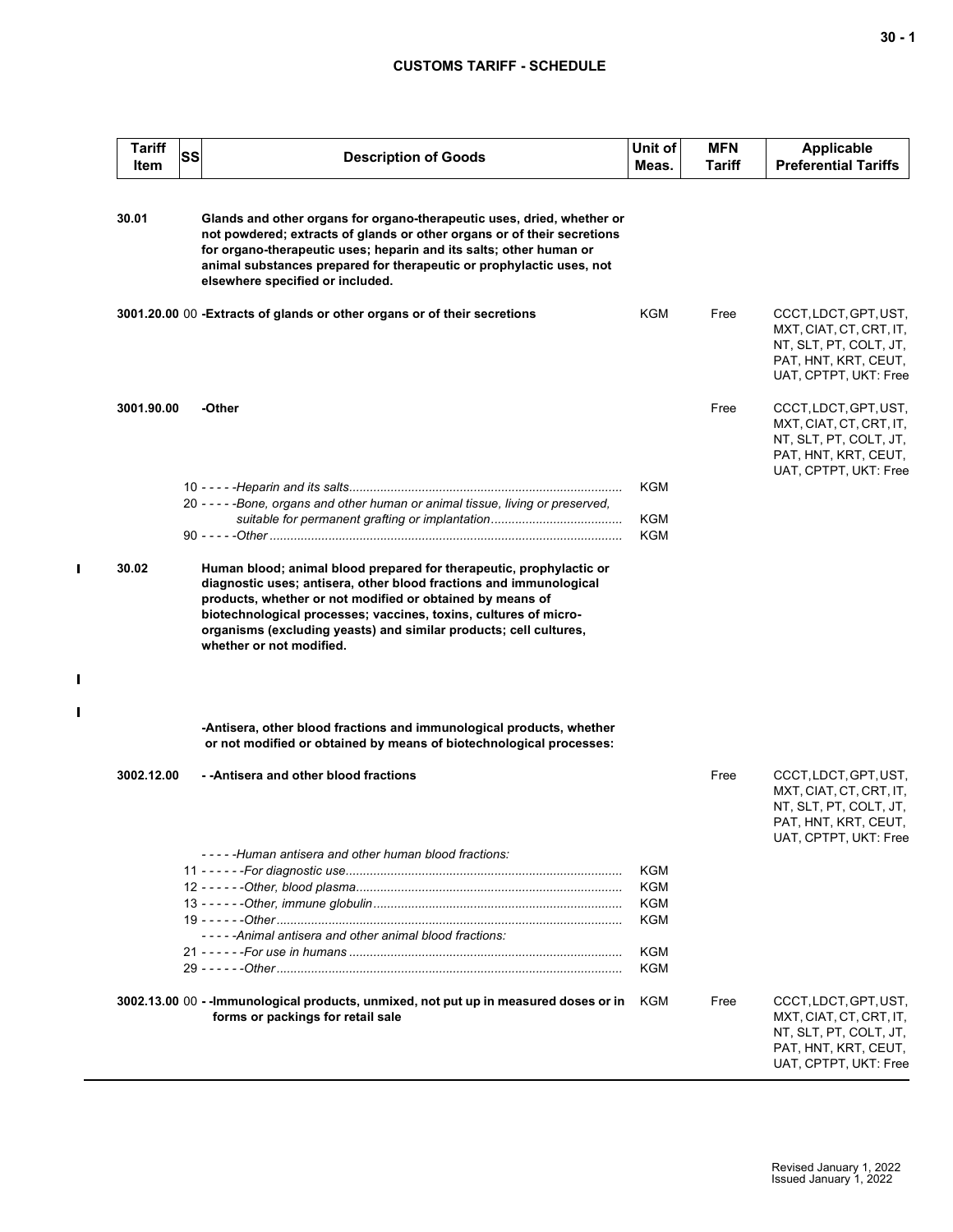| Tariff Item | SS | Description of Goods | Unit of Meas. | MFN Tariff | Applicable Preferential Tariffs |
|---|---|---|---|---|---|
| 30.01 | | **Glands and other organs for organo-therapeutic uses, dried, whether or not powdered; extracts of glands or other organs or of their secretions for organo-therapeutic uses; heparin and its salts; other human or animal substances prepared for therapeutic or prophylactic uses, not elsewhere specified or included.** | | | |
| 3001.20.00 | 00 | **-Extracts of glands or other organs or of their secretions** | KGM | Free | CCCT, LDCT, GPT, UST, MXT, CIAT, CT, CRT, IT, NT, SLT, PT, COLT, JT, PAT, HNT, KRT, CEUT, UAT, CPTPT, UKT: Free |
| 3001.90.00 | | **-Other** | | Free | CCCT, LDCT, GPT, UST, MXT, CIAT, CT, CRT, IT, NT, SLT, PT, COLT, JT, PAT, HNT, KRT, CEUT, UAT, CPTPT, UKT: Free |
| | 10 | *- - - - -Heparin and its salts* | KGM | | |
| | 20 | *- - - - -Bone, organs and other human or animal tissue, living or preserved, suitable for permanent grafting or implantation* | KGM | | |
| | 90 | *- - - - -Other* | KGM | | |
| 30.02 | | **Human blood; animal blood prepared for therapeutic, prophylactic or diagnostic uses; antisera, other blood fractions and immunological products, whether or not modified or obtained by means of biotechnological processes; vaccines, toxins, cultures of micro-organisms (excluding yeasts) and similar products; cell cultures, whether or not modified.** | | | |
| | | **-Antisera, other blood fractions and immunological products, whether or not modified or obtained by means of biotechnological processes:** | | | |
| 3002.12.00 | | **- -Antisera and other blood fractions** | | Free | CCCT, LDCT, GPT, UST, MXT, CIAT, CT, CRT, IT, NT, SLT, PT, COLT, JT, PAT, HNT, KRT, CEUT, UAT, CPTPT, UKT: Free |
| | | *- - - - -Human antisera and other human blood fractions:* | | | |
| | 11 | *- - - - - -For diagnostic use* | KGM | | |
| | 12 | *- - - - - -Other, blood plasma* | KGM | | |
| | 13 | *- - - - - -Other, immune globulin* | KGM | | |
| | 19 | *- - - - - -Other* | KGM | | |
| | | *- - - - -Animal antisera and other animal blood fractions:* | | | |
| | 21 | *- - - - - -For use in humans* | KGM | | |
| | 29 | *- - - - - -Other* | KGM | | |
| 3002.13.00 | 00 | **- -Immunological products, unmixed, not put up in measured doses or in forms or packings for retail sale** | KGM | Free | CCCT, LDCT, GPT, UST, MXT, CIAT, CT, CRT, IT, NT, SLT, PT, COLT, JT, PAT, HNT, KRT, CEUT, UAT, CPTPT, UKT: Free |

Revised January 1, 2022
Issued January 1, 2022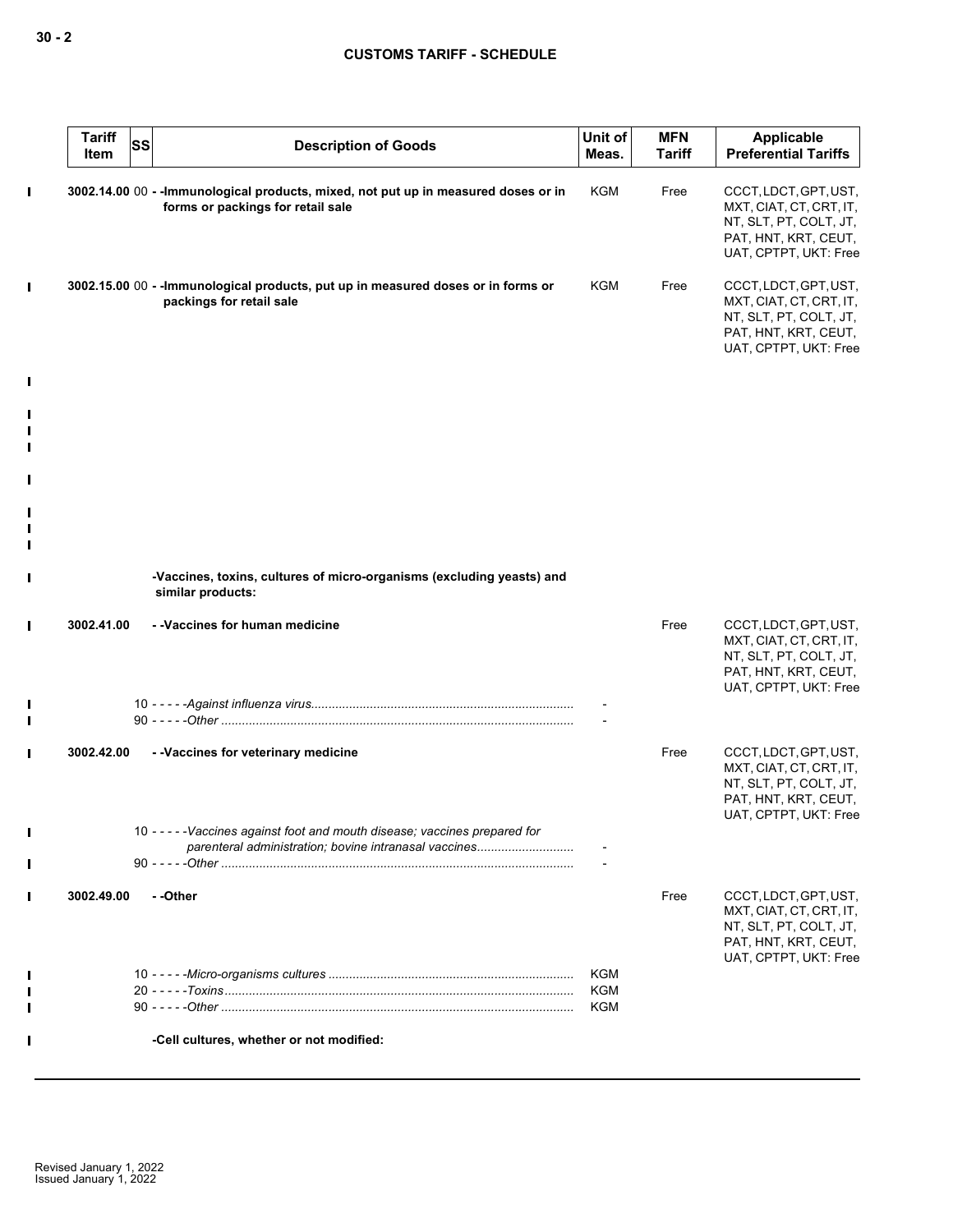| Tariff Item | SS | Description of Goods | Unit of Meas. | MFN Tariff | Applicable Preferential Tariffs |
|---|---|---|---|---|---|
| 3002.14.00 | 00 | - -Immunological products, mixed, not put up in measured doses or in forms or packings for retail sale | KGM | Free | CCCT, LDCT, GPT, UST, MXT, CIAT, CT, CRT, IT, NT, SLT, PT, COLT, JT, PAT, HNT, KRT, CEUT, UAT, CPTPT, UKT: Free |
| 3002.15.00 | 00 | - -Immunological products, put up in measured doses or in forms or packings for retail sale | KGM | Free | CCCT, LDCT, GPT, UST, MXT, CIAT, CT, CRT, IT, NT, SLT, PT, COLT, JT, PAT, HNT, KRT, CEUT, UAT, CPTPT, UKT: Free |
| | | -Vaccines, toxins, cultures of micro-organisms (excluding yeasts) and similar products: | | | |
| 3002.41.00 | | - -Vaccines for human medicine | | Free | CCCT, LDCT, GPT, UST, MXT, CIAT, CT, CRT, IT, NT, SLT, PT, COLT, JT, PAT, HNT, KRT, CEUT, UAT, CPTPT, UKT: Free |
| | 10 | - - - - -*Against influenza virus* | - | | |
| | 90 | - - - - -*Other* | - | | |
| 3002.42.00 | | - -Vaccines for veterinary medicine | | Free | CCCT, LDCT, GPT, UST, MXT, CIAT, CT, CRT, IT, NT, SLT, PT, COLT, JT, PAT, HNT, KRT, CEUT, UAT, CPTPT, UKT: Free |
| | 10 | - - - - -*Vaccines against foot and mouth disease; vaccines prepared for parenteral administration; bovine intranasal vaccines* | - | | |
| | 90 | - - - - -*Other* | - | | |
| 3002.49.00 | | - -Other | | Free | CCCT, LDCT, GPT, UST, MXT, CIAT, CT, CRT, IT, NT, SLT, PT, COLT, JT, PAT, HNT, KRT, CEUT, UAT, CPTPT, UKT: Free |
| | 10 | - - - - -*Micro-organisms cultures* | KGM | | |
| | 20 | - - - - -*Toxins* | KGM | | |
| | 90 | - - - - -*Other* | KGM | | |
| | | -Cell cultures, whether or not modified: | | | |

Revised January 1, 2022
Issued January 1, 2022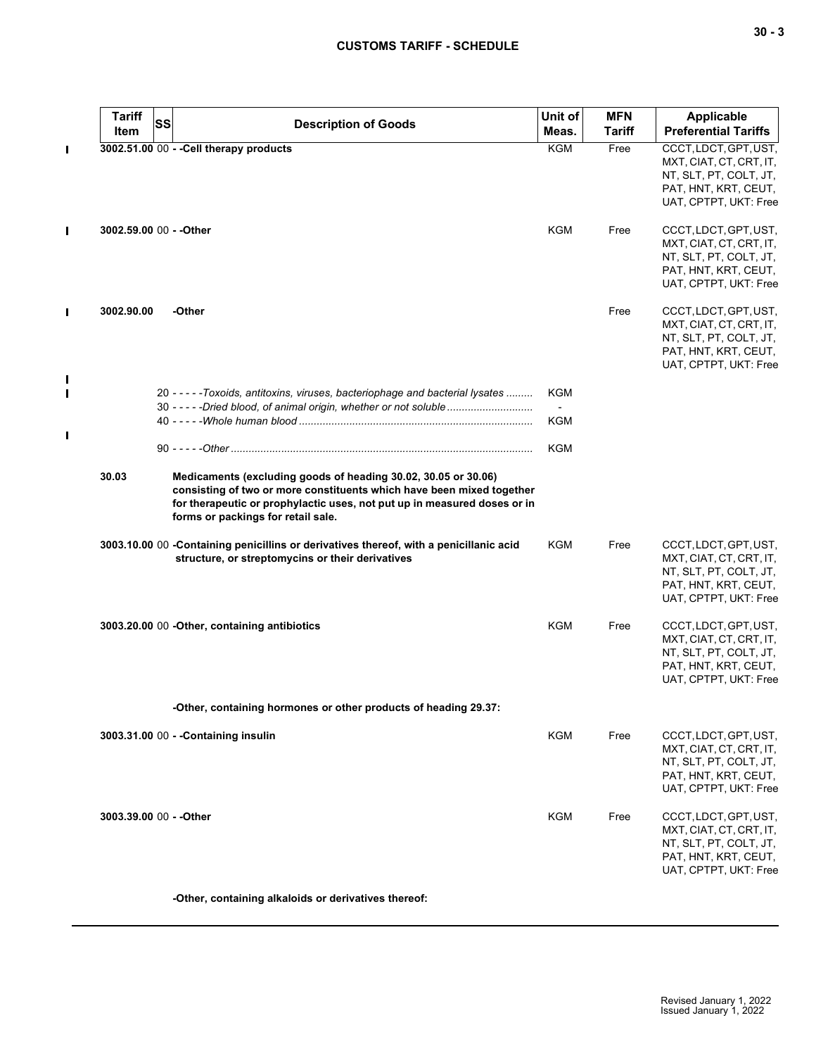| Tariff Item | SS | Description of Goods | Unit of Meas. | MFN Tariff | Applicable Preferential Tariffs |
|---|---|---|---|---|---|
| 3002.51.00 | 00 | - -Cell therapy products | KGM | Free | CCCT, LDCT, GPT, UST, MXT, CIAT, CT, CRT, IT, NT, SLT, PT, COLT, JT, PAT, HNT, KRT, CEUT, UAT, CPTPT, UKT: Free |
| 3002.59.00 | 00 | - -Other | KGM | Free | CCCT, LDCT, GPT, UST, MXT, CIAT, CT, CRT, IT, NT, SLT, PT, COLT, JT, PAT, HNT, KRT, CEUT, UAT, CPTPT, UKT: Free |
| 3002.90.00 | | -Other | | Free | CCCT, LDCT, GPT, UST, MXT, CIAT, CT, CRT, IT, NT, SLT, PT, COLT, JT, PAT, HNT, KRT, CEUT, UAT, CPTPT, UKT: Free |
| | 20 | - - - - -*Toxoids, antitoxins, viruses, bacteriophage and bacterial lysates* | KGM | | |
| | 30 | - - - - -*Dried blood, of animal origin, whether or not soluble* | - | | |
| | 40 | - - - - -*Whole human blood* | KGM | | |
| | 90 | - - - - -*Other* | KGM | | |
| 30.03 | | **Medicaments (excluding goods of heading 30.02, 30.05 or 30.06) consisting of two or more constituents which have been mixed together for therapeutic or prophylactic uses, not put up in measured doses or in forms or packings for retail sale.** | | | |
| 3003.10.00 | 00 | -Containing penicillins or derivatives thereof, with a penicillanic acid structure, or streptomycins or their derivatives | KGM | Free | CCCT, LDCT, GPT, UST, MXT, CIAT, CT, CRT, IT, NT, SLT, PT, COLT, JT, PAT, HNT, KRT, CEUT, UAT, CPTPT, UKT: Free |
| 3003.20.00 | 00 | -Other, containing antibiotics | KGM | Free | CCCT, LDCT, GPT, UST, MXT, CIAT, CT, CRT, IT, NT, SLT, PT, COLT, JT, PAT, HNT, KRT, CEUT, UAT, CPTPT, UKT: Free |
| | | -Other, containing hormones or other products of heading 29.37: | | | |
| 3003.31.00 | 00 | - -Containing insulin | KGM | Free | CCCT, LDCT, GPT, UST, MXT, CIAT, CT, CRT, IT, NT, SLT, PT, COLT, JT, PAT, HNT, KRT, CEUT, UAT, CPTPT, UKT: Free |
| 3003.39.00 | 00 | - -Other | KGM | Free | CCCT, LDCT, GPT, UST, MXT, CIAT, CT, CRT, IT, NT, SLT, PT, COLT, JT, PAT, HNT, KRT, CEUT, UAT, CPTPT, UKT: Free |
| | | -Other, containing alkaloids or derivatives thereof: | | | |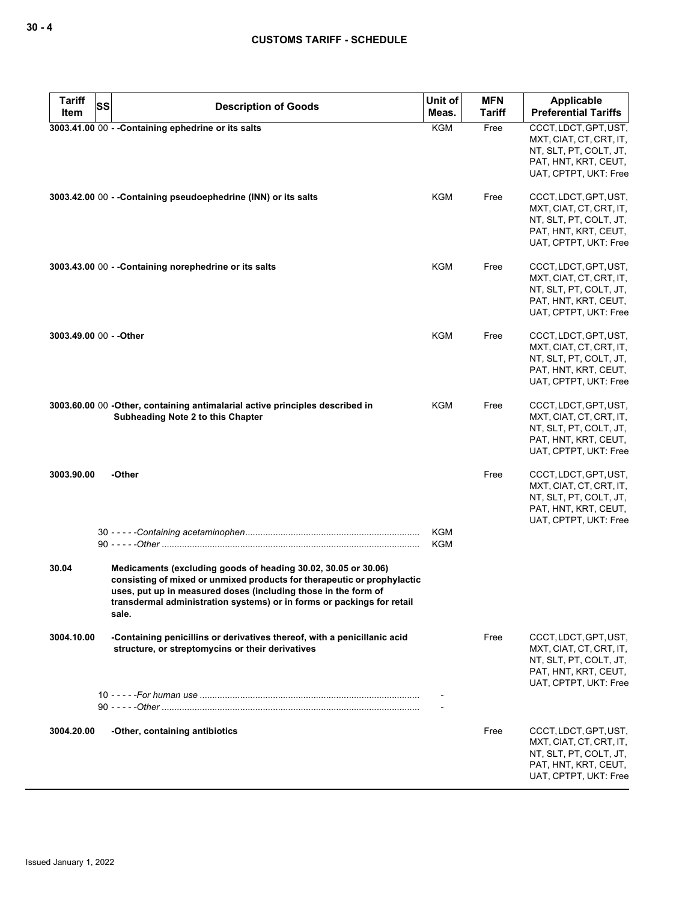| Tariff Item | SS | Description of Goods | Unit of Meas. | MFN Tariff | Applicable Preferential Tariffs |
|---|---|---|---|---|---|
| 3003.41.00 | 00 | **- -Containing ephedrine or its salts** | KGM | Free | CCCT, LDCT, GPT, UST, MXT, CIAT, CT, CRT, IT, NT, SLT, PT, COLT, JT, PAT, HNT, KRT, CEUT, UAT, CPTPT, UKT: Free |
| 3003.42.00 | 00 | **- -Containing pseudoephedrine (INN) or its salts** | KGM | Free | CCCT, LDCT, GPT, UST, MXT, CIAT, CT, CRT, IT, NT, SLT, PT, COLT, JT, PAT, HNT, KRT, CEUT, UAT, CPTPT, UKT: Free |
| 3003.43.00 | 00 | **- -Containing norephedrine or its salts** | KGM | Free | CCCT, LDCT, GPT, UST, MXT, CIAT, CT, CRT, IT, NT, SLT, PT, COLT, JT, PAT, HNT, KRT, CEUT, UAT, CPTPT, UKT: Free |
| 3003.49.00 | 00 | **- -Other** | KGM | Free | CCCT, LDCT, GPT, UST, MXT, CIAT, CT, CRT, IT, NT, SLT, PT, COLT, JT, PAT, HNT, KRT, CEUT, UAT, CPTPT, UKT: Free |
| 3003.60.00 | 00 | **-Other, containing antimalarial active principles described in Subheading Note 2 to this Chapter** | KGM | Free | CCCT, LDCT, GPT, UST, MXT, CIAT, CT, CRT, IT, NT, SLT, PT, COLT, JT, PAT, HNT, KRT, CEUT, UAT, CPTPT, UKT: Free |
| 3003.90.00 | | **-Other** | | Free | CCCT, LDCT, GPT, UST, MXT, CIAT, CT, CRT, IT, NT, SLT, PT, COLT, JT, PAT, HNT, KRT, CEUT, UAT, CPTPT, UKT: Free |
| | 30 | - - - - -*Containing acetaminophen* | KGM | | |
| | 90 | - - - - -*Other* | KGM | | |
| 30.04 | | **Medicaments (excluding goods of heading 30.02, 30.05 or 30.06) consisting of mixed or unmixed products for therapeutic or prophylactic uses, put up in measured doses (including those in the form of transdermal administration systems) or in forms or packings for retail sale.** | | | |
| 3004.10.00 | | **-Containing penicillins or derivatives thereof, with a penicillanic acid structure, or streptomycins or their derivatives** | | Free | CCCT, LDCT, GPT, UST, MXT, CIAT, CT, CRT, IT, NT, SLT, PT, COLT, JT, PAT, HNT, KRT, CEUT, UAT, CPTPT, UKT: Free |
| | 10 | - - - - -*For human use* | - | | |
| | 90 | - - - - -*Other* | - | | |
| 3004.20.00 | | **-Other, containing antibiotics** | | Free | CCCT, LDCT, GPT, UST, MXT, CIAT, CT, CRT, IT, NT, SLT, PT, COLT, JT, PAT, HNT, KRT, CEUT, UAT, CPTPT, UKT: Free |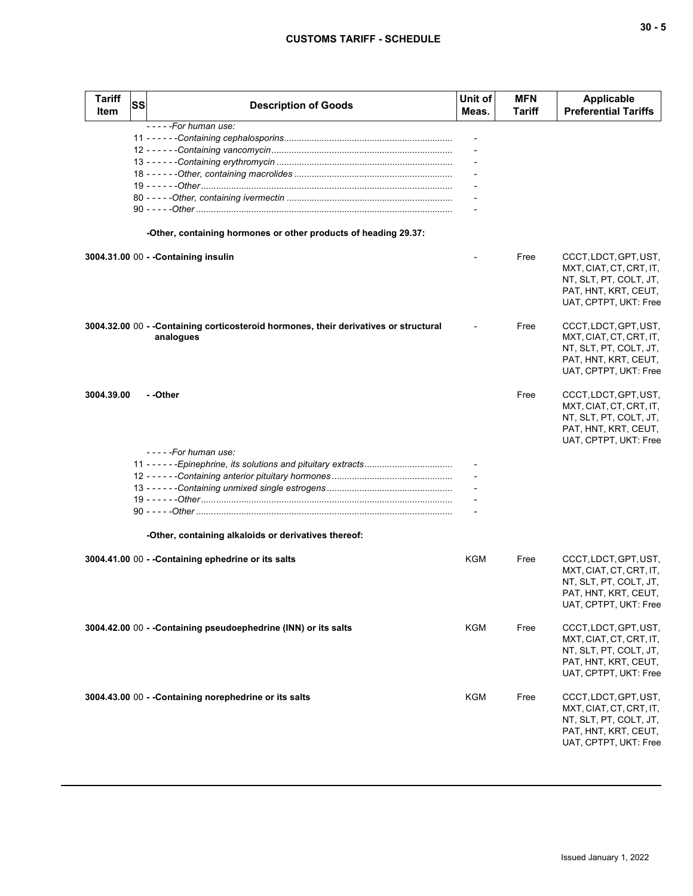| Tariff Item | SS | Description of Goods | Unit of Meas. | MFN Tariff | Applicable Preferential Tariffs |
|---|---|---|---|---|---|
| | | - - - - -For human use: | | | |
| | 11 | - - - - - -Containing cephalosporins | - | | |
| | 12 | - - - - - -Containing vancomycin | - | | |
| | 13 | - - - - - -Containing erythromycin | - | | |
| | 18 | - - - - - -Other, containing macrolides | - | | |
| | 19 | - - - - - -Other | - | | |
| | 80 | - - - - -Other, containing ivermectin | - | | |
| | 90 | - - - - -Other | - | | |
| | | **-Other, containing hormones or other products of heading 29.37:** | | | |
| **3004.31.00** | 00 | **- -Containing insulin** | - | Free | CCCT, LDCT, GPT, UST, MXT, CIAT, CT, CRT, IT, NT, SLT, PT, COLT, JT, PAT, HNT, KRT, CEUT, UAT, CPTPT, UKT: Free |
| **3004.32.00** | 00 | **- -Containing corticosteroid hormones, their derivatives or structural analogues** | - | Free | CCCT, LDCT, GPT, UST, MXT, CIAT, CT, CRT, IT, NT, SLT, PT, COLT, JT, PAT, HNT, KRT, CEUT, UAT, CPTPT, UKT: Free |
| **3004.39.00** | | **- -Other** | | Free | CCCT, LDCT, GPT, UST, MXT, CIAT, CT, CRT, IT, NT, SLT, PT, COLT, JT, PAT, HNT, KRT, CEUT, UAT, CPTPT, UKT: Free |
| | | - - - - -For human use: | | | |
| | 11 | - - - - - -Epinephrine, its solutions and pituitary extracts | - | | |
| | 12 | - - - - - -Containing anterior pituitary hormones | - | | |
| | 13 | - - - - - -Containing unmixed single estrogens | - | | |
| | 19 | - - - - - -Other | - | | |
| | 90 | - - - - -Other | - | | |
| | | **-Other, containing alkaloids or derivatives thereof:** | | | |
| **3004.41.00** | 00 | **- -Containing ephedrine or its salts** | KGM | Free | CCCT, LDCT, GPT, UST, MXT, CIAT, CT, CRT, IT, NT, SLT, PT, COLT, JT, PAT, HNT, KRT, CEUT, UAT, CPTPT, UKT: Free |
| **3004.42.00** | 00 | **- -Containing pseudoephedrine (INN) or its salts** | KGM | Free | CCCT, LDCT, GPT, UST, MXT, CIAT, CT, CRT, IT, NT, SLT, PT, COLT, JT, PAT, HNT, KRT, CEUT, UAT, CPTPT, UKT: Free |
| **3004.43.00** | 00 | **- -Containing norephedrine or its salts** | KGM | Free | CCCT, LDCT, GPT, UST, MXT, CIAT, CT, CRT, IT, NT, SLT, PT, COLT, JT, PAT, HNT, KRT, CEUT, UAT, CPTPT, UKT: Free |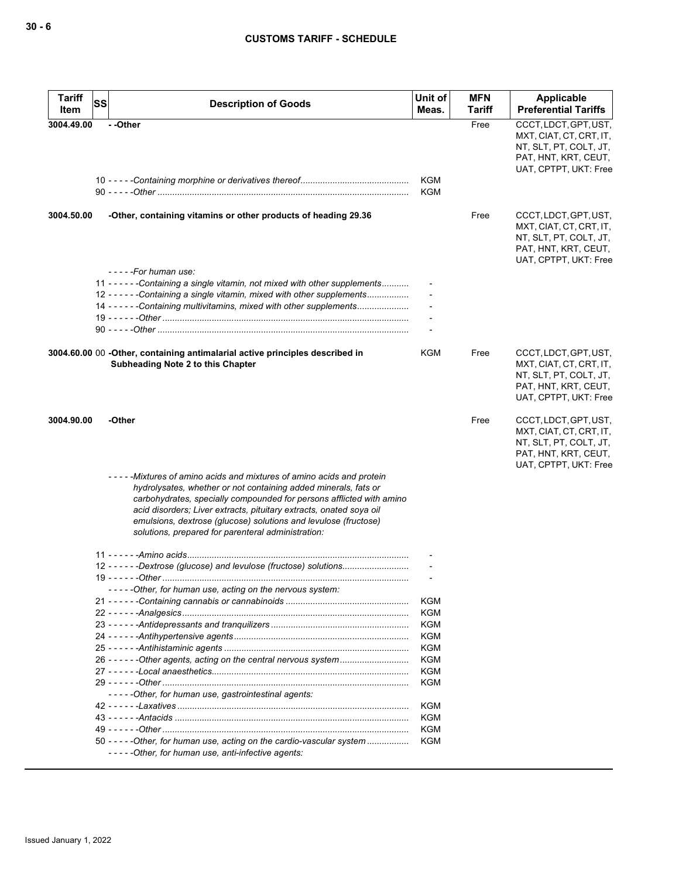| Tariff Item | SS | Description of Goods | Unit of Meas. | MFN Tariff | Applicable Preferential Tariffs |
|---|---|---|---|---|---|
| 3004.49.00 | | - -Other | | Free | CCCT, LDCT, GPT, UST, MXT, CIAT, CT, CRT, IT, NT, SLT, PT, COLT, JT, PAT, HNT, KRT, CEUT, UAT, CPTPT, UKT: Free |
| | | 10 - - - - -*Containing morphine or derivatives thereof* | KGM | | |
| | | 90 - - - - -*Other* | KGM | | |
| 3004.50.00 | | -Other, containing vitamins or other products of heading 29.36 | | Free | CCCT, LDCT, GPT, UST, MXT, CIAT, CT, CRT, IT, NT, SLT, PT, COLT, JT, PAT, HNT, KRT, CEUT, UAT, CPTPT, UKT: Free |
| | | - - - - -*For human use:* | | | |
| | | 11 - - - - - -*Containing a single vitamin, not mixed with other supplements* | - | | |
| | | 12 - - - - - -*Containing a single vitamin, mixed with other supplements* | - | | |
| | | 14 - - - - - -*Containing multivitamins, mixed with other supplements* | - | | |
| | | 19 - - - - - -*Other* | - | | |
| | | 90 - - - - -*Other* | - | | |
| 3004.60.00 | 00 | -Other, containing antimalarial active principles described in Subheading Note 2 to this Chapter | KGM | Free | CCCT, LDCT, GPT, UST, MXT, CIAT, CT, CRT, IT, NT, SLT, PT, COLT, JT, PAT, HNT, KRT, CEUT, UAT, CPTPT, UKT: Free |
| 3004.90.00 | | -Other | | Free | CCCT, LDCT, GPT, UST, MXT, CIAT, CT, CRT, IT, NT, SLT, PT, COLT, JT, PAT, HNT, KRT, CEUT, UAT, CPTPT, UKT: Free |
| | | - - - - -*Mixtures of amino acids and mixtures of amino acids and protein hydrolysates, whether or not containing added minerals, fats or carbohydrates, specially compounded for persons afflicted with amino acid disorders; Liver extracts, pituitary extracts, onated soya oil emulsions, dextrose (glucose) solutions and levulose (fructose) solutions, prepared for parenteral administration:* | | | |
| | | 11 - - - - - -*Amino acids* | - | | |
| | | 12 - - - - - -*Dextrose (glucose) and levulose (fructose) solutions* | - | | |
| | | 19 - - - - - -*Other* | - | | |
| | | - - - - -*Other, for human use, acting on the nervous system:* | | | |
| | | 21 - - - - - -*Containing cannabis or cannabinoids* | KGM | | |
| | | 22 - - - - - -*Analgesics* | KGM | | |
| | | 23 - - - - - -*Antidepressants and tranquilizers* | KGM | | |
| | | 24 - - - - - -*Antihypertensive agents* | KGM | | |
| | | 25 - - - - - -*Antihistaminic agents* | KGM | | |
| | | 26 - - - - - -*Other agents, acting on the central nervous system* | KGM | | |
| | | 27 - - - - - -*Local anaesthetics* | KGM | | |
| | | 29 - - - - - -*Other* | KGM | | |
| | | - - - - -*Other, for human use, gastrointestinal agents:* | | | |
| | | 42 - - - - - -*Laxatives* | KGM | | |
| | | 43 - - - - - -*Antacids* | KGM | | |
| | | 49 - - - - - -*Other* | KGM | | |
| | | 50 - - - - -*Other, for human use, acting on the cardio-vascular system* | KGM | | |
| | | - - - - -*Other, for human use, anti-infective agents:* | | | |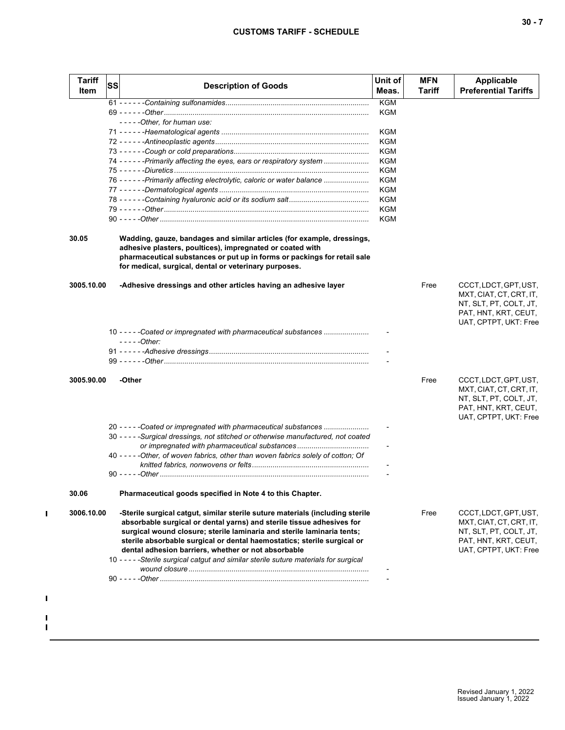| Tariff Item | SS | Description of Goods | Unit of Meas. | MFN Tariff | Applicable Preferential Tariffs |
|---|---|---|---|---|---|
| | | 61 - - - - - -*Containing sulfonamides* | KGM | | |
| | | 69 - - - - - -*Other* | KGM | | |
| | | - - - - -*Other, for human use:* | | | |
| | | 71 - - - - - -*Haematological agents* | KGM | | |
| | | 72 - - - - - -*Antineoplastic agents* | KGM | | |
| | | 73 - - - - - -*Cough or cold preparations* | KGM | | |
| | | 74 - - - - - -*Primarily affecting the eyes, ears or respiratory system* | KGM | | |
| | | 75 - - - - - -*Diuretics* | KGM | | |
| | | 76 - - - - - -*Primarily affecting electrolytic, caloric or water balance* | KGM | | |
| | | 77 - - - - - -*Dermatological agents* | KGM | | |
| | | 78 - - - - - -*Containing hyaluronic acid or its sodium salt* | KGM | | |
| | | 79 - - - - - -*Other* | KGM | | |
| | | 90 - - - - -*Other* | KGM | | |
| **30.05** | | **Wadding, gauze, bandages and similar articles (for example, dressings, adhesive plasters, poultices), impregnated or coated with pharmaceutical substances or put up in forms or packings for retail sale for medical, surgical, dental or veterinary purposes.** | | | |
| **3005.10.00** | | **-Adhesive dressings and other articles having an adhesive layer** | | Free | CCCT, LDCT, GPT, UST, MXT, CIAT, CT, CRT, IT, NT, SLT, PT, COLT, JT, PAT, HNT, KRT, CEUT, UAT, CPTPT, UKT: Free |
| | | 10 - - - - -*Coated or impregnated with pharmaceutical substances* | - | | |
| | | - - - - -*Other:* | | | |
| | | 91 - - - - - -*Adhesive dressings* | - | | |
| | | 99 - - - - - -*Other* | - | | |
| **3005.90.00** | | **-Other** | | Free | CCCT, LDCT, GPT, UST, MXT, CIAT, CT, CRT, IT, NT, SLT, PT, COLT, JT, PAT, HNT, KRT, CEUT, UAT, CPTPT, UKT: Free |
| | | 20 - - - - -*Coated or impregnated with pharmaceutical substances* | - | | |
| | | 30 - - - - -*Surgical dressings, not stitched or otherwise manufactured, not coated or impregnated with pharmaceutical substances* | - | | |
| | | 40 - - - - -*Other, of woven fabrics, other than woven fabrics solely of cotton; Of knitted fabrics, nonwovens or felts* | - | | |
| | | 90 - - - - -*Other* | - | | |
| **30.06** | | **Pharmaceutical goods specified in Note 4 to this Chapter.** | | | |
| **3006.10.00** | | **-Sterile surgical catgut, similar sterile suture materials (including sterile absorbable surgical or dental yarns) and sterile tissue adhesives for surgical wound closure; sterile laminaria and sterile laminaria tents; sterile absorbable surgical or dental haemostatics; sterile surgical or dental adhesion barriers, whether or not absorbable** | | Free | CCCT, LDCT, GPT, UST, MXT, CIAT, CT, CRT, IT, NT, SLT, PT, COLT, JT, PAT, HNT, KRT, CEUT, UAT, CPTPT, UKT: Free |
| | | 10 - - - - -*Sterile surgical catgut and similar sterile suture materials for surgical wound closure* | - | | |
| | | 90 - - - - -*Other* | - | | |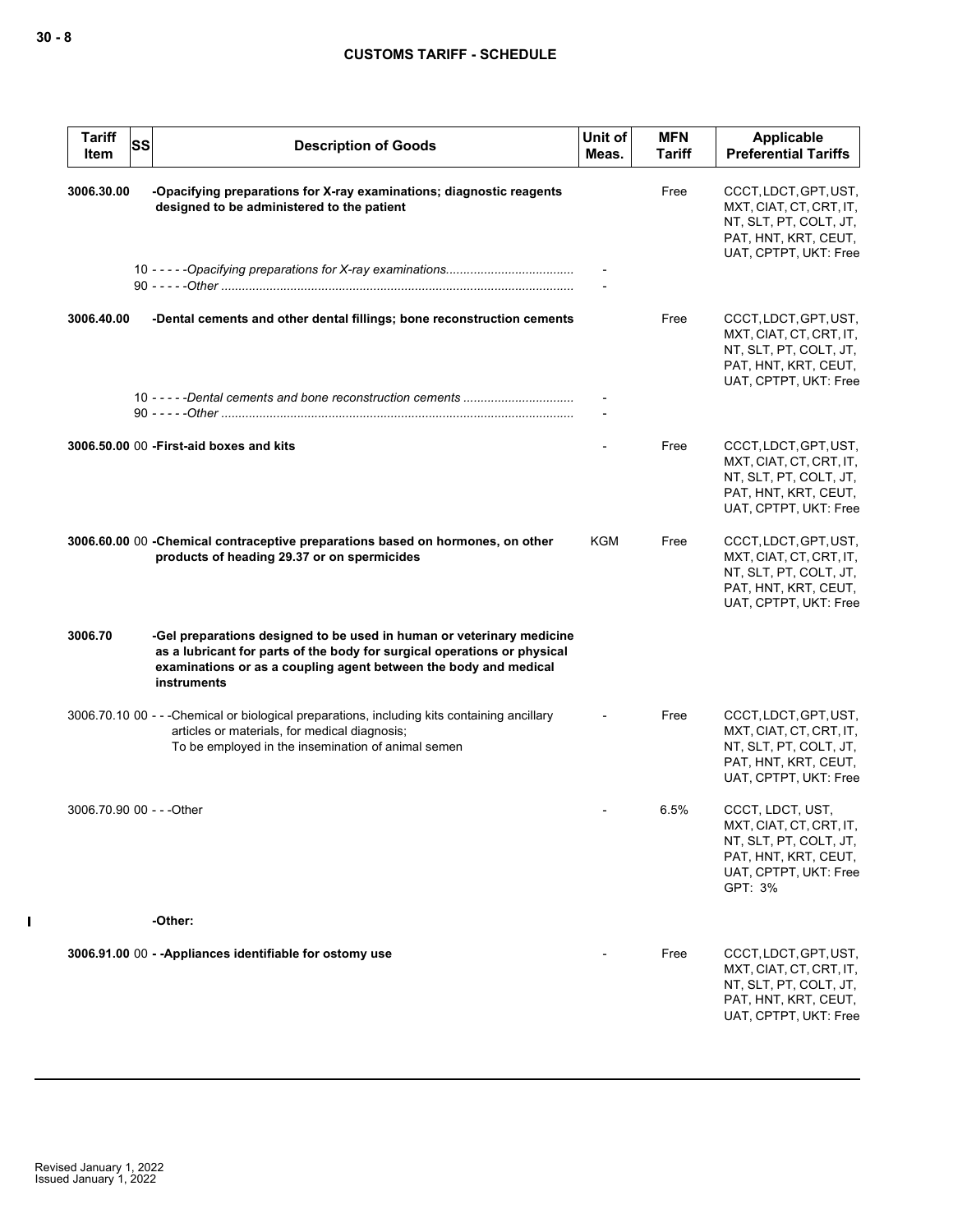| Tariff Item | SS | Description of Goods | Unit of Meas. | MFN Tariff | Applicable Preferential Tariffs |
|---|---|---|---|---|---|
| 3006.30.00 | | **-Opacifying preparations for X-ray examinations; diagnostic reagents designed to be administered to the patient** | | Free | CCCT, LDCT, GPT, UST, MXT, CIAT, CT, CRT, IT, NT, SLT, PT, COLT, JT, PAT, HNT, KRT, CEUT, UAT, CPTPT, UKT: Free |
| | 10 | *-----Opacifying preparations for X-ray examinations* | - | | |
| | 90 | *-----Other* | - | | |
| 3006.40.00 | | **-Dental cements and other dental fillings; bone reconstruction cements** | | Free | CCCT, LDCT, GPT, UST, MXT, CIAT, CT, CRT, IT, NT, SLT, PT, COLT, JT, PAT, HNT, KRT, CEUT, UAT, CPTPT, UKT: Free |
| | 10 | *-----Dental cements and bone reconstruction cements* | - | | |
| | 90 | *-----Other* | - | | |
| 3006.50.00 | 00 | **-First-aid boxes and kits** | - | Free | CCCT, LDCT, GPT, UST, MXT, CIAT, CT, CRT, IT, NT, SLT, PT, COLT, JT, PAT, HNT, KRT, CEUT, UAT, CPTPT, UKT: Free |
| 3006.60.00 | 00 | **-Chemical contraceptive preparations based on hormones, on other products of heading 29.37 or on spermicides** | KGM | Free | CCCT, LDCT, GPT, UST, MXT, CIAT, CT, CRT, IT, NT, SLT, PT, COLT, JT, PAT, HNT, KRT, CEUT, UAT, CPTPT, UKT: Free |
| 3006.70 | | **-Gel preparations designed to be used in human or veterinary medicine as a lubricant for parts of the body for surgical operations or physical examinations or as a coupling agent between the body and medical instruments** | | | |
| 3006.70.10 | 00 | ---Chemical or biological preparations, including kits containing ancillary articles or materials, for medical diagnosis;<br>To be employed in the insemination of animal semen | - | Free | CCCT, LDCT, GPT, UST, MXT, CIAT, CT, CRT, IT, NT, SLT, PT, COLT, JT, PAT, HNT, KRT, CEUT, UAT, CPTPT, UKT: Free |
| 3006.70.90 | 00 | ---Other | - | 6.5% | CCCT, LDCT, UST, MXT, CIAT, CT, CRT, IT, NT, SLT, PT, COLT, JT, PAT, HNT, KRT, CEUT, UAT, CPTPT, UKT: Free<br>GPT: 3% |
| | | **-Other:** | | | |
| 3006.91.00 | 00 | **--Appliances identifiable for ostomy use** | - | Free | CCCT, LDCT, GPT, UST, MXT, CIAT, CT, CRT, IT, NT, SLT, PT, COLT, JT, PAT, HNT, KRT, CEUT, UAT, CPTPT, UKT: Free |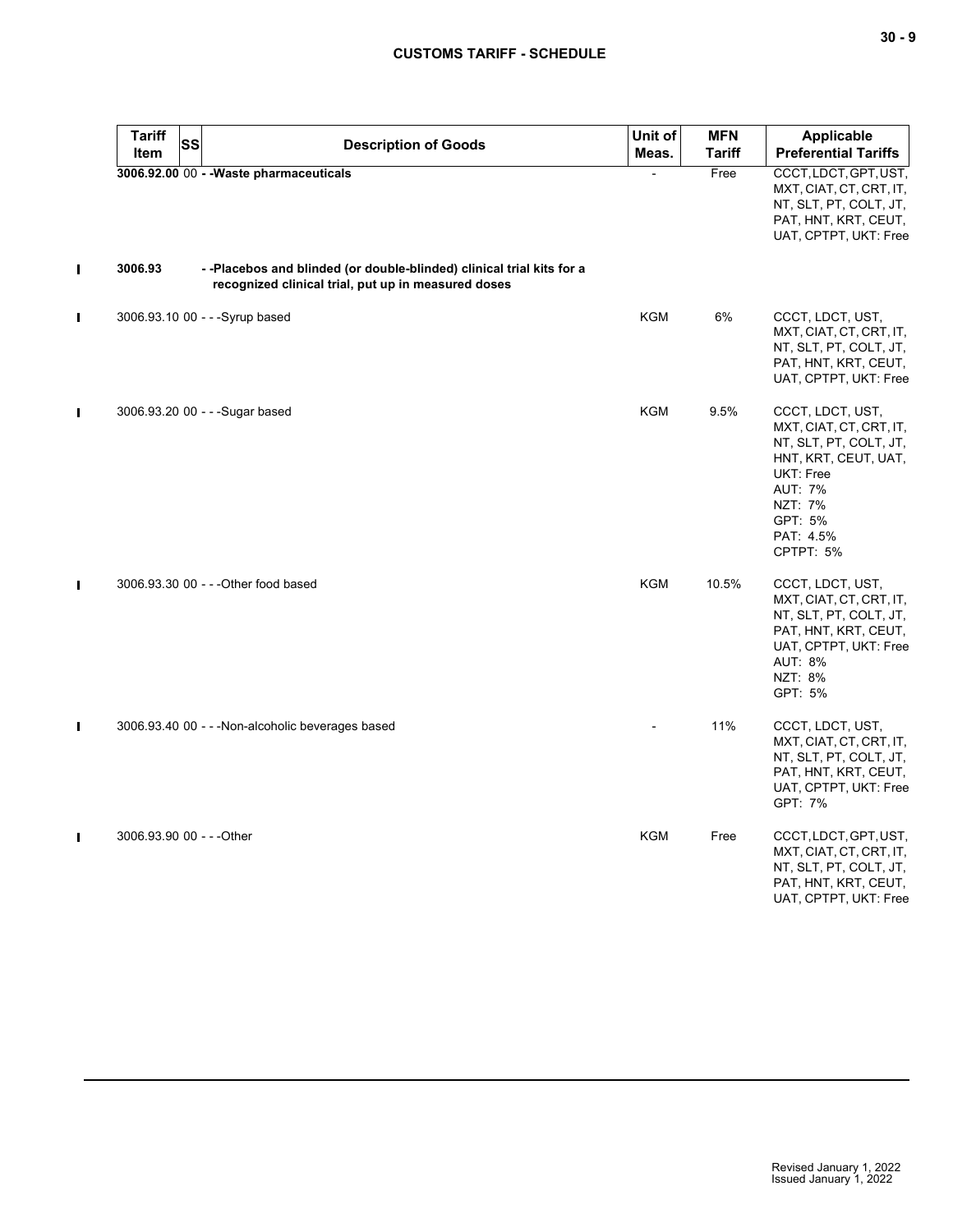| Tariff Item | SS | Description of Goods | Unit of Meas. | MFN Tariff | Applicable Preferential Tariffs |
|---|---|---|---|---|---|
| **3006.92.00** | 00 | **- -Waste pharmaceuticals** | - | Free | CCCT, LDCT, GPT, UST, MXT, CIAT, CT, CRT, IT, NT, SLT, PT, COLT, JT, PAT, HNT, KRT, CEUT, UAT, CPTPT, UKT: Free |
| **3006.93** | | **- -Placebos and blinded (or double-blinded) clinical trial kits for a recognized clinical trial, put up in measured doses** | | | |
| 3006.93.10 | 00 | - - -Syrup based | KGM | 6% | CCCT, LDCT, UST, MXT, CIAT, CT, CRT, IT, NT, SLT, PT, COLT, JT, PAT, HNT, KRT, CEUT, UAT, CPTPT, UKT: Free |
| 3006.93.20 | 00 | - - -Sugar based | KGM | 9.5% | CCCT, LDCT, UST, MXT, CIAT, CT, CRT, IT, NT, SLT, PT, COLT, JT, HNT, KRT, CEUT, UAT, UKT: Free<br>AUT: 7%<br>NZT: 7%<br>GPT: 5%<br>PAT: 4.5%<br>CPTPT: 5% |
| 3006.93.30 | 00 | - - -Other food based | KGM | 10.5% | CCCT, LDCT, UST, MXT, CIAT, CT, CRT, IT, NT, SLT, PT, COLT, JT, PAT, HNT, KRT, CEUT, UAT, CPTPT, UKT: Free<br>AUT: 8%<br>NZT: 8%<br>GPT: 5% |
| 3006.93.40 | 00 | - - -Non-alcoholic beverages based | - | 11% | CCCT, LDCT, UST, MXT, CIAT, CT, CRT, IT, NT, SLT, PT, COLT, JT, PAT, HNT, KRT, CEUT, UAT, CPTPT, UKT: Free<br>GPT: 7% |
| 3006.93.90 | 00 | - - -Other | KGM | Free | CCCT, LDCT, GPT, UST, MXT, CIAT, CT, CRT, IT, NT, SLT, PT, COLT, JT, PAT, HNT, KRT, CEUT, UAT, CPTPT, UKT: Free |

Revised January 1, 2022
Issued January 1, 2022